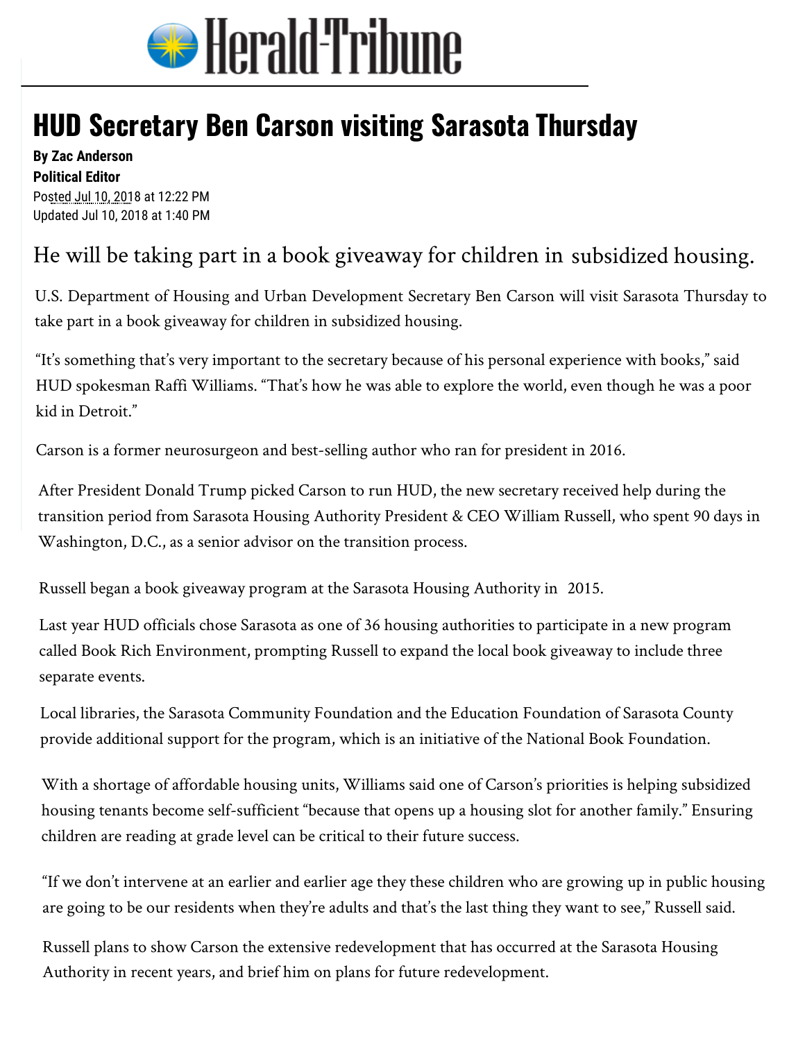# Herald-Tribune

## HUD Secretary Ben Carson visiting Sarasota Thursday

**By Zac Anderson**
**Political Editor**
Posted Jul 10, 2018 at 12:22 PM
Updated Jul 10, 2018 at 1:40 PM

He will be taking part in a book giveaway for children in subsidized housing.

U.S. Department of Housing and Urban Development Secretary Ben Carson will visit Sarasota Thursday to take part in a book giveaway for children in subsidized housing.

"It's something that's very important to the secretary because of his personal experience with books," said HUD spokesman Raffi Williams. "That's how he was able to explore the world, even though he was a poor kid in Detroit."

Carson is a former neurosurgeon and best-selling author who ran for president in 2016.

After President Donald Trump picked Carson to run HUD, the new secretary received help during the transition period from Sarasota Housing Authority President & CEO William Russell, who spent 90 days in Washington, D.C., as a senior advisor on the transition process.

Russell began a book giveaway program at the Sarasota Housing Authority in 2015.

Last year HUD officials chose Sarasota as one of 36 housing authorities to participate in a new program called Book Rich Environment, prompting Russell to expand the local book giveaway to include three separate events.

Local libraries, the Sarasota Community Foundation and the Education Foundation of Sarasota County provide additional support for the program, which is an initiative of the National Book Foundation.

With a shortage of affordable housing units, Williams said one of Carson's priorities is helping subsidized housing tenants become self-sufficient "because that opens up a housing slot for another family." Ensuring children are reading at grade level can be critical to their future success.

"If we don't intervene at an earlier and earlier age they these children who are growing up in public housing are going to be our residents when they're adults and that's the last thing they want to see," Russell said.

Russell plans to show Carson the extensive redevelopment that has occurred at the Sarasota Housing Authority in recent years, and brief him on plans for future redevelopment.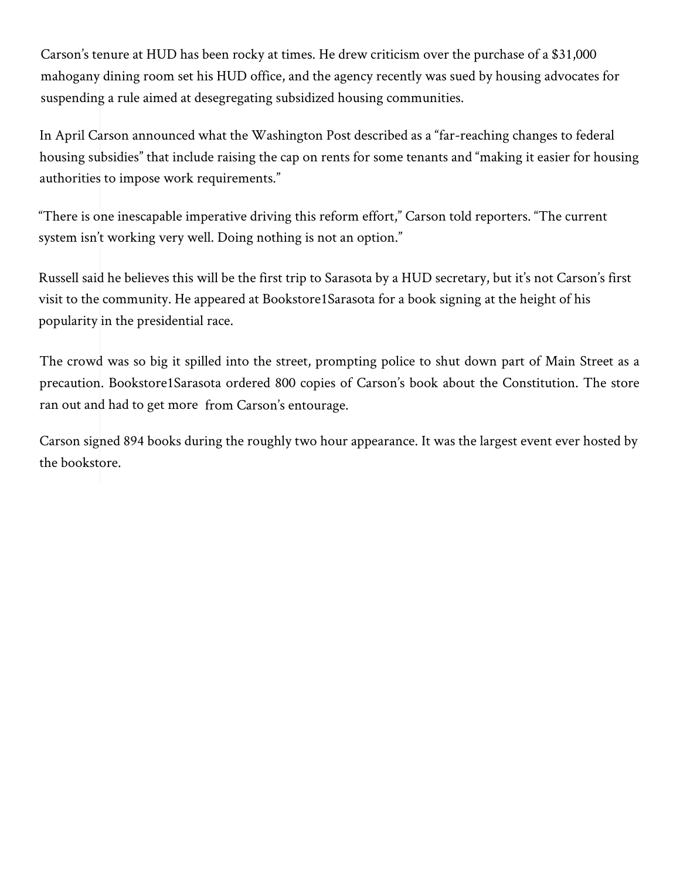Carson's tenure at HUD has been rocky at times. He drew criticism over the purchase of a $31,000 mahogany dining room set his HUD office, and the agency recently was sued by housing advocates for suspending a rule aimed at desegregating subsidized housing communities.

In April Carson announced what the Washington Post described as a "far-reaching changes to federal housing subsidies" that include raising the cap on rents for some tenants and "making it easier for housing authorities to impose work requirements."

"There is one inescapable imperative driving this reform effort," Carson told reporters. "The current system isn't working very well. Doing nothing is not an option."

Russell said he believes this will be the first trip to Sarasota by a HUD secretary, but it's not Carson's first visit to the community. He appeared at Bookstore1Sarasota for a book signing at the height of his popularity in the presidential race.

The crowd was so big it spilled into the street, prompting police to shut down part of Main Street as a precaution. Bookstore1Sarasota ordered 800 copies of Carson's book about the Constitution. The store ran out and had to get more from Carson's entourage.

Carson signed 894 books during the roughly two hour appearance. It was the largest event ever hosted by the bookstore.